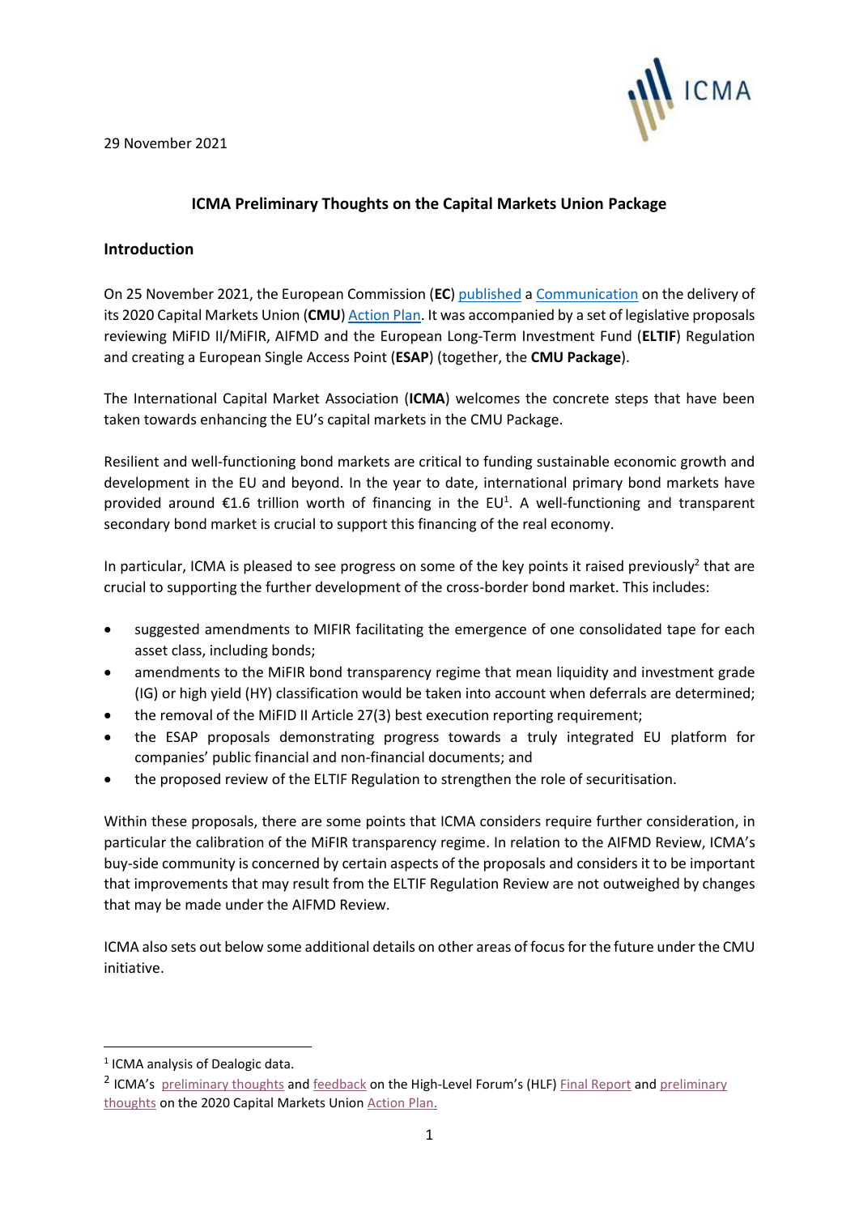29 November 2021

## ICMA Preliminary Thoughts on the Capital Markets Union Package

### Introduction

On 25 November 2021, the European Commission (**EC**) published a Communication on the delivery of its 2020 Capital Markets Union (**CMU**) Action Plan. It was accompanied by a set of legislative proposals reviewing MiFID II/MiFIR, AIFMD and the European Long-Term Investment Fund (**ELTIF**) Regulation and creating a European Single Access Point (**ESAP**) (together, the **CMU Package**).

The International Capital Market Association (**ICMA**) welcomes the concrete steps that have been taken towards enhancing the EU's capital markets in the CMU Package.

Resilient and well-functioning bond markets are critical to funding sustainable economic growth and development in the EU and beyond. In the year to date, international primary bond markets have provided around €1.6 trillion worth of financing in the EU[1]. A well-functioning and transparent secondary bond market is crucial to support this financing of the real economy.

In particular, ICMA is pleased to see progress on some of the key points it raised previously[2] that are crucial to supporting the further development of the cross-border bond market. This includes:

- suggested amendments to MIFIR facilitating the emergence of one consolidated tape for each asset class, including bonds;
- amendments to the MiFIR bond transparency regime that mean liquidity and investment grade (IG) or high yield (HY) classification would be taken into account when deferrals are determined;
- the removal of the MiFID II Article 27(3) best execution reporting requirement;
- the ESAP proposals demonstrating progress towards a truly integrated EU platform for companies' public financial and non-financial documents; and
- the proposed review of the ELTIF Regulation to strengthen the role of securitisation.

Within these proposals, there are some points that ICMA considers require further consideration, in particular the calibration of the MiFIR transparency regime. In relation to the AIFMD Review, ICMA's buy-side community is concerned by certain aspects of the proposals and considers it to be important that improvements that may result from the ELTIF Regulation Review are not outweighed by changes that may be made under the AIFMD Review.

ICMA also sets out below some additional details on other areas of focus for the future under the CMU initiative.

---

[1] ICMA analysis of Dealogic data.

[2] ICMA's preliminary thoughts and feedback on the High-Level Forum's (HLF) Final Report and preliminary thoughts on the 2020 Capital Markets Union Action Plan.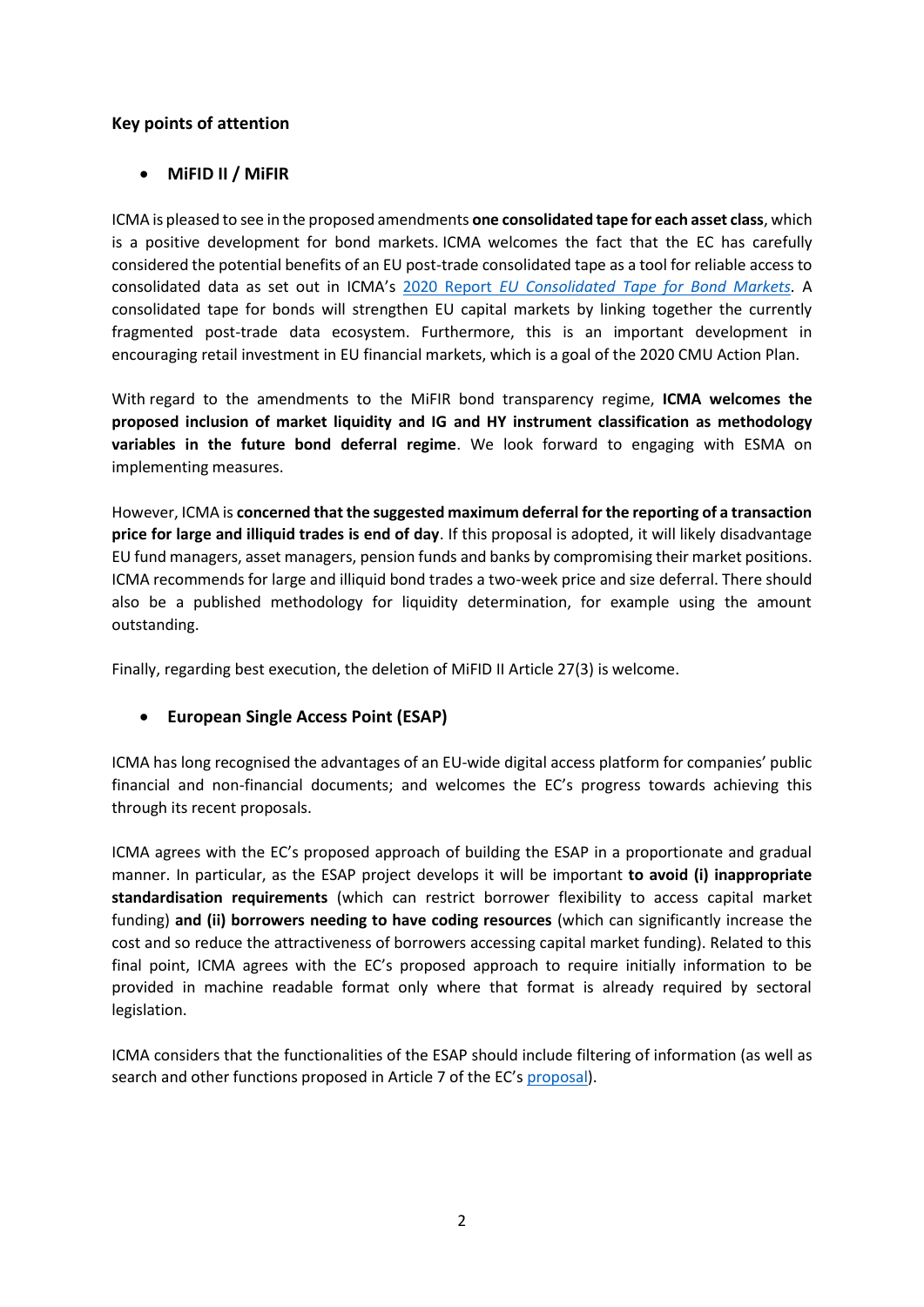### Key points of attention

- **MiFID II / MiFIR**

ICMA is pleased to see in the proposed amendments **one consolidated tape for each asset class**, which is a positive development for bond markets. ICMA welcomes the fact that the EC has carefully considered the potential benefits of an EU post-trade consolidated tape as a tool for reliable access to consolidated data as set out in ICMA's [2020 Report *EU Consolidated Tape for Bond Markets*](). A consolidated tape for bonds will strengthen EU capital markets by linking together the currently fragmented post-trade data ecosystem. Furthermore, this is an important development in encouraging retail investment in EU financial markets, which is a goal of the 2020 CMU Action Plan.

With regard to the amendments to the MiFIR bond transparency regime, **ICMA welcomes the proposed inclusion of market liquidity and IG and HY instrument classification as methodology variables in the future bond deferral regime**. We look forward to engaging with ESMA on implementing measures.

However, ICMA is **concerned that the suggested maximum deferral for the reporting of a transaction price for large and illiquid trades is end of day**. If this proposal is adopted, it will likely disadvantage EU fund managers, asset managers, pension funds and banks by compromising their market positions. ICMA recommends for large and illiquid bond trades a two-week price and size deferral. There should also be a published methodology for liquidity determination, for example using the amount outstanding.

Finally, regarding best execution, the deletion of MiFID II Article 27(3) is welcome.

- **European Single Access Point (ESAP)**

ICMA has long recognised the advantages of an EU-wide digital access platform for companies' public financial and non-financial documents; and welcomes the EC's progress towards achieving this through its recent proposals.

ICMA agrees with the EC's proposed approach of building the ESAP in a proportionate and gradual manner. In particular, as the ESAP project develops it will be important **to avoid (i) inappropriate standardisation requirements** (which can restrict borrower flexibility to access capital market funding) **and (ii) borrowers needing to have coding resources** (which can significantly increase the cost and so reduce the attractiveness of borrowers accessing capital market funding). Related to this final point, ICMA agrees with the EC's proposed approach to require initially information to be provided in machine readable format only where that format is already required by sectoral legislation.

ICMA considers that the functionalities of the ESAP should include filtering of information (as well as search and other functions proposed in Article 7 of the EC's [proposal]()).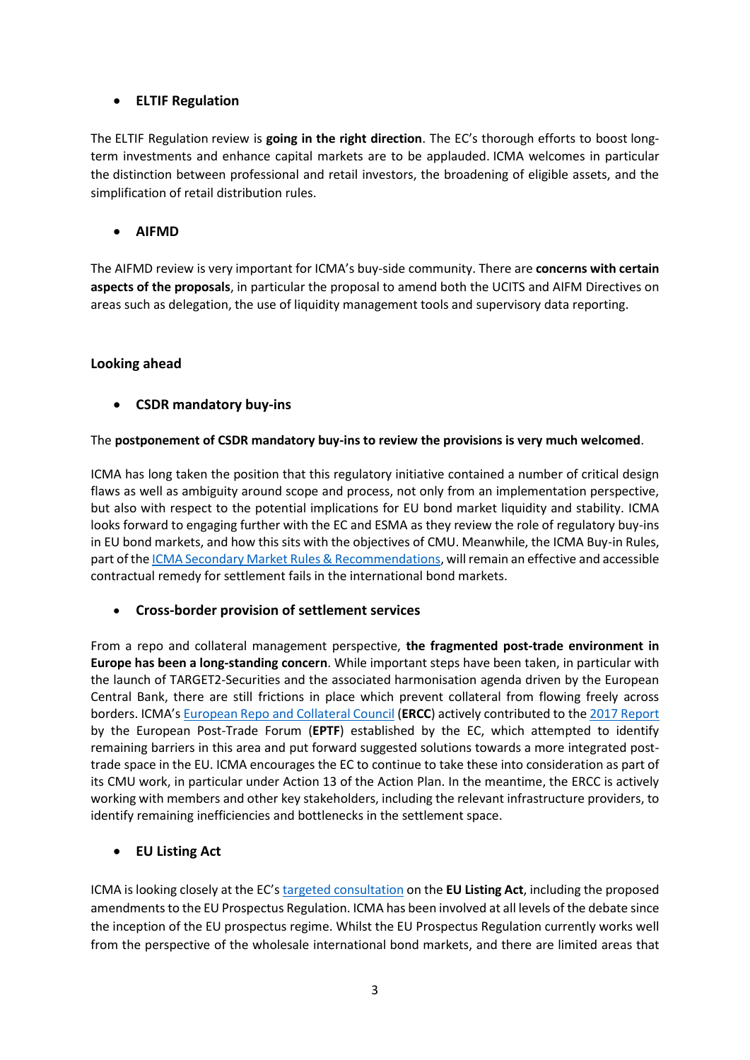- **ELTIF Regulation**

The ELTIF Regulation review is **going in the right direction**. The EC's thorough efforts to boost long-term investments and enhance capital markets are to be applauded. ICMA welcomes in particular the distinction between professional and retail investors, the broadening of eligible assets, and the simplification of retail distribution rules.

- **AIFMD**

The AIFMD review is very important for ICMA's buy-side community. There are **concerns with certain aspects of the proposals**, in particular the proposal to amend both the UCITS and AIFM Directives on areas such as delegation, the use of liquidity management tools and supervisory data reporting.

**Looking ahead**

- **CSDR mandatory buy-ins**

The **postponement of CSDR mandatory buy-ins to review the provisions is very much welcomed**.

ICMA has long taken the position that this regulatory initiative contained a number of critical design flaws as well as ambiguity around scope and process, not only from an implementation perspective, but also with respect to the potential implications for EU bond market liquidity and stability. ICMA looks forward to engaging further with the EC and ESMA as they review the role of regulatory buy-ins in EU bond markets, and how this sits with the objectives of CMU. Meanwhile, the ICMA Buy-in Rules, part of the ICMA Secondary Market Rules & Recommendations, will remain an effective and accessible contractual remedy for settlement fails in the international bond markets.

- **Cross-border provision of settlement services**

From a repo and collateral management perspective, **the fragmented post-trade environment in Europe has been a long-standing concern**. While important steps have been taken, in particular with the launch of TARGET2-Securities and the associated harmonisation agenda driven by the European Central Bank, there are still frictions in place which prevent collateral from flowing freely across borders. ICMA's European Repo and Collateral Council (**ERCC**) actively contributed to the 2017 Report by the European Post-Trade Forum (**EPTF**) established by the EC, which attempted to identify remaining barriers in this area and put forward suggested solutions towards a more integrated post-trade space in the EU. ICMA encourages the EC to continue to take these into consideration as part of its CMU work, in particular under Action 13 of the Action Plan. In the meantime, the ERCC is actively working with members and other key stakeholders, including the relevant infrastructure providers, to identify remaining inefficiencies and bottlenecks in the settlement space.

- **EU Listing Act**

ICMA is looking closely at the EC's targeted consultation on the **EU Listing Act**, including the proposed amendments to the EU Prospectus Regulation. ICMA has been involved at all levels of the debate since the inception of the EU prospectus regime. Whilst the EU Prospectus Regulation currently works well from the perspective of the wholesale international bond markets, and there are limited areas that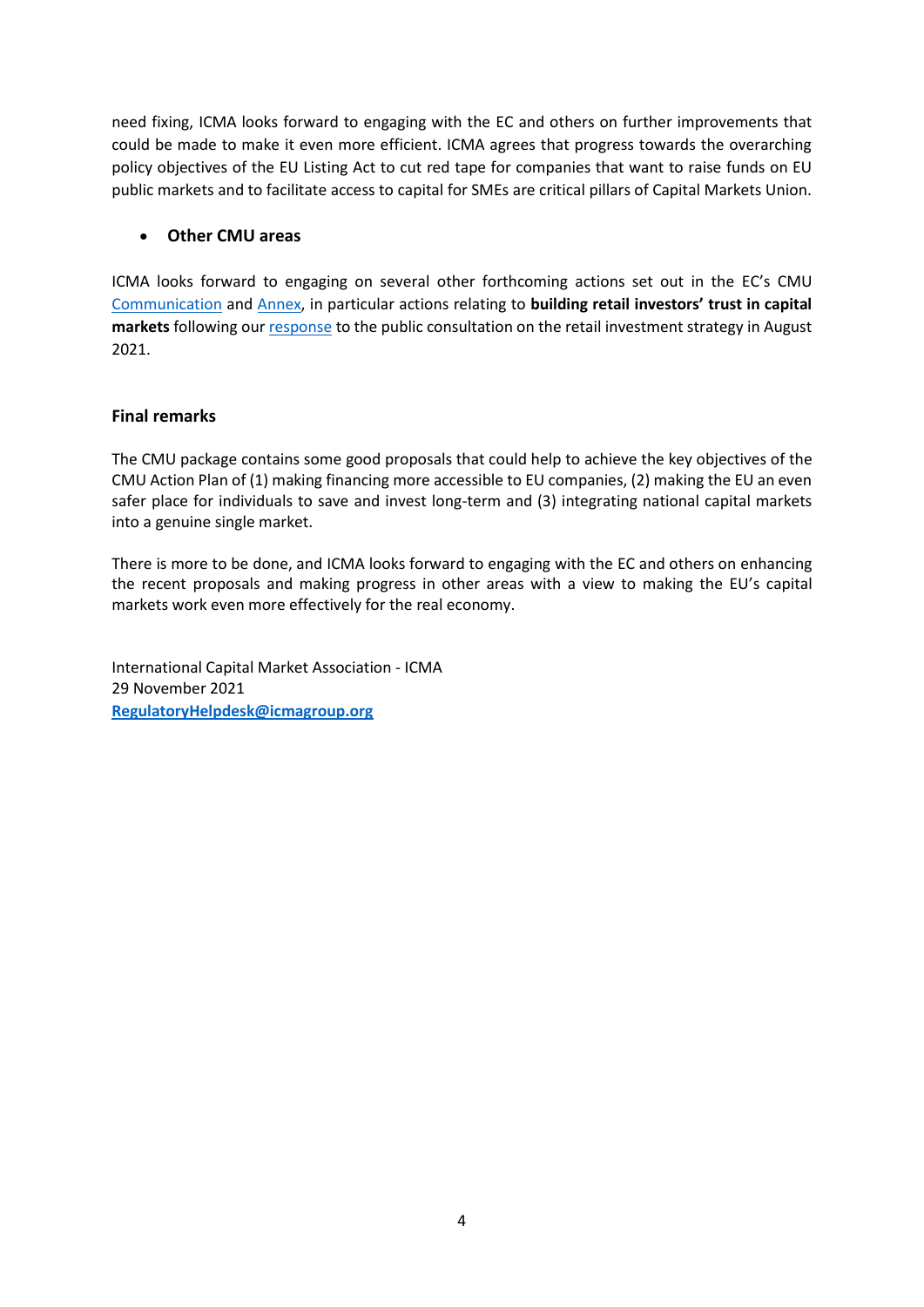need fixing, ICMA looks forward to engaging with the EC and others on further improvements that could be made to make it even more efficient. ICMA agrees that progress towards the overarching policy objectives of the EU Listing Act to cut red tape for companies that want to raise funds on EU public markets and to facilitate access to capital for SMEs are critical pillars of Capital Markets Union.

- **Other CMU areas**

ICMA looks forward to engaging on several other forthcoming actions set out in the EC's CMU Communication and Annex, in particular actions relating to **building retail investors' trust in capital markets** following our response to the public consultation on the retail investment strategy in August 2021.

## Final remarks

The CMU package contains some good proposals that could help to achieve the key objectives of the CMU Action Plan of (1) making financing more accessible to EU companies, (2) making the EU an even safer place for individuals to save and invest long-term and (3) integrating national capital markets into a genuine single market.

There is more to be done, and ICMA looks forward to engaging with the EC and others on enhancing the recent proposals and making progress in other areas with a view to making the EU's capital markets work even more effectively for the real economy.

International Capital Market Association - ICMA
29 November 2021
**RegulatoryHelpdesk@icmagroup.org**